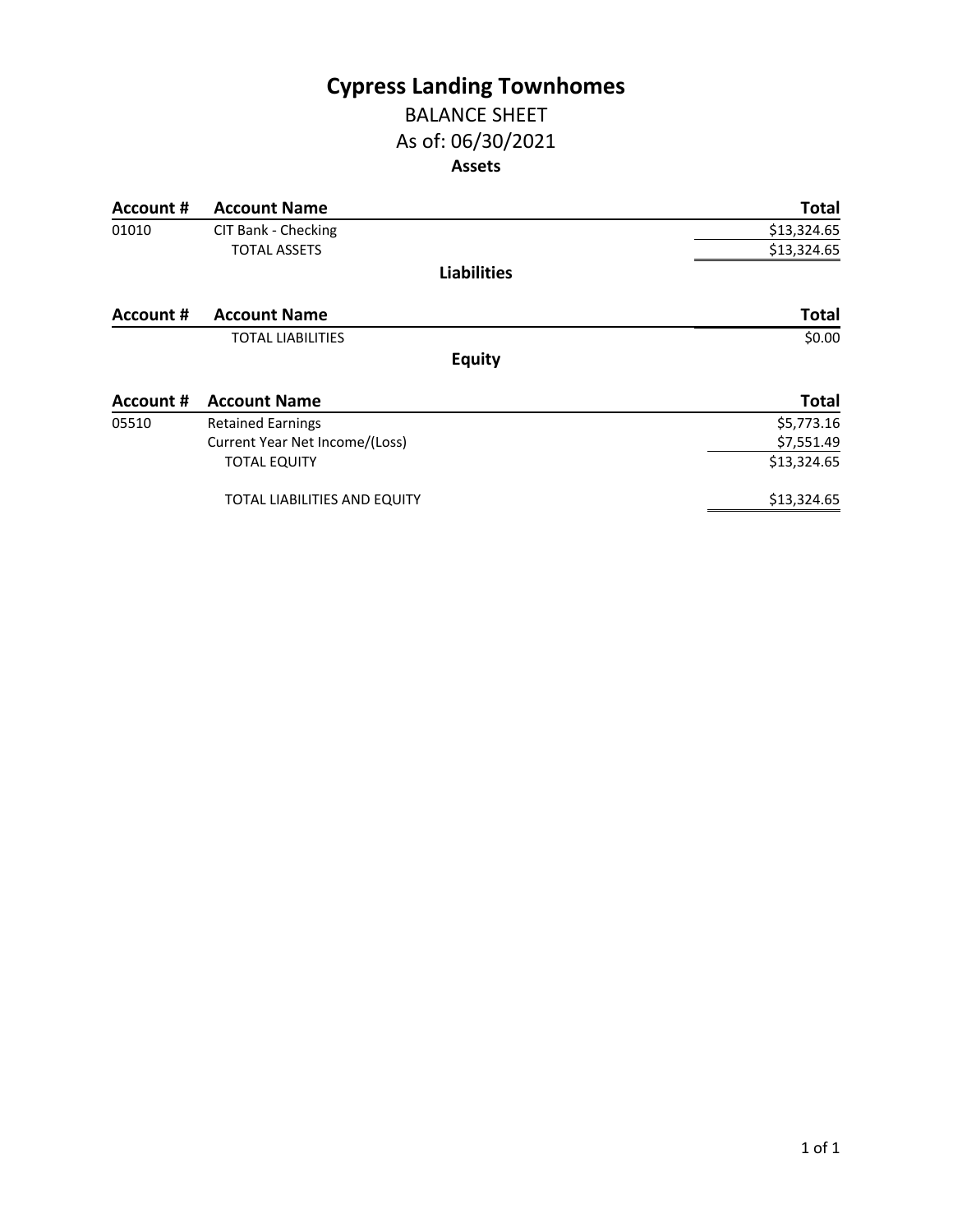# Cypress Landing Townhomes

## BALANCE SHEET

## As of: 06/30/2021

### Assets

| Account # | Account Name | Total |
| --- | --- | --- |
| 01010 | CIT Bank - Checking | $13,324.65 |
| | TOTAL ASSETS | $13,324.65 |

### Liabilities

| Account # | Account Name | Total |
| --- | --- | --- |
| | TOTAL LIABILITIES | $0.00 |

### Equity

| Account # | Account Name | Total |
| --- | --- | --- |
| 05510 | Retained Earnings | $5,773.16 |
| | Current Year Net Income/(Loss) | $7,551.49 |
| | TOTAL EQUITY | $13,324.65 |
| | TOTAL LIABILITIES AND EQUITY | $13,324.65 |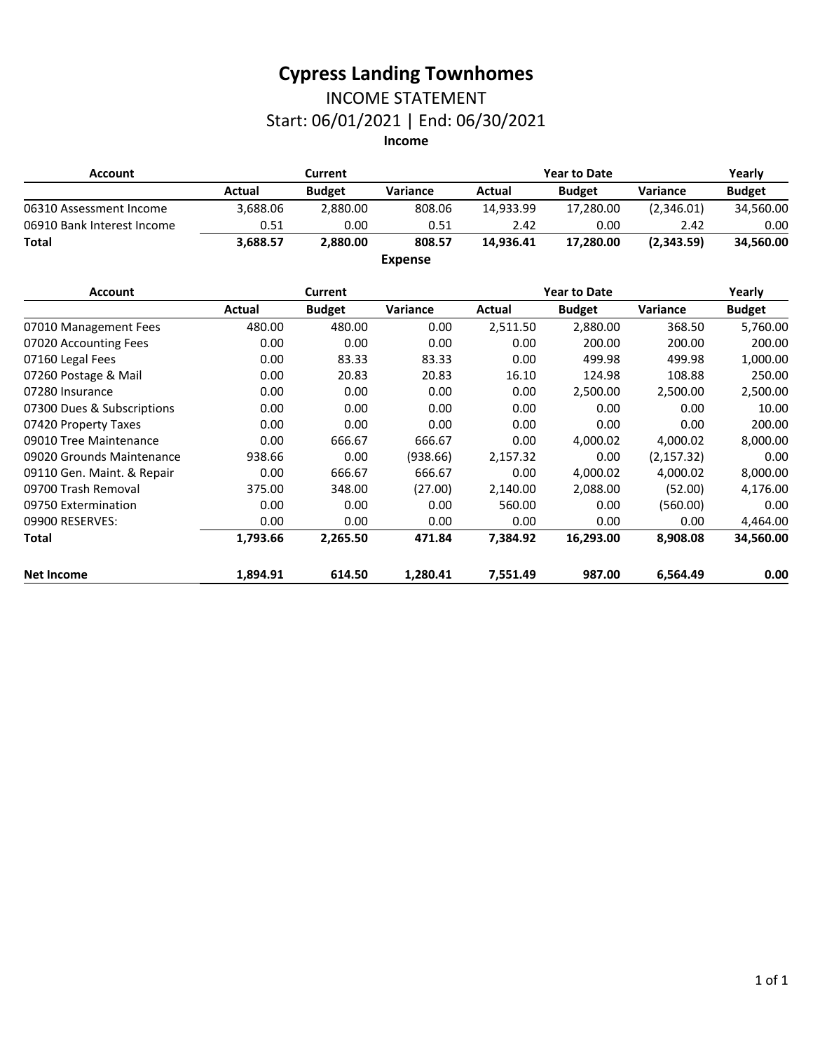# Cypress Landing Townhomes

## INCOME STATEMENT

## Start: 06/01/2021 | End: 06/30/2021

### Income

| Account | Current | | | Year to Date | | | Yearly |
|---|---|---|---|---|---|---|---|
| | Actual | Budget | Variance | Actual | Budget | Variance | Budget |
| 06310 Assessment Income | 3,688.06 | 2,880.00 | 808.06 | 14,933.99 | 17,280.00 | (2,346.01) | 34,560.00 |
| 06910 Bank Interest Income | 0.51 | 0.00 | 0.51 | 2.42 | 0.00 | 2.42 | 0.00 |
| **Total** | **3,688.57** | **2,880.00** | **808.57** | **14,936.41** | **17,280.00** | **(2,343.59)** | **34,560.00** |

### Expense

| Account | Current | | | Year to Date | | | Yearly |
|---|---|---|---|---|---|---|---|
| | Actual | Budget | Variance | Actual | Budget | Variance | Budget |
| 07010 Management Fees | 480.00 | 480.00 | 0.00 | 2,511.50 | 2,880.00 | 368.50 | 5,760.00 |
| 07020 Accounting Fees | 0.00 | 0.00 | 0.00 | 0.00 | 200.00 | 200.00 | 200.00 |
| 07160 Legal Fees | 0.00 | 83.33 | 83.33 | 0.00 | 499.98 | 499.98 | 1,000.00 |
| 07260 Postage & Mail | 0.00 | 20.83 | 20.83 | 16.10 | 124.98 | 108.88 | 250.00 |
| 07280 Insurance | 0.00 | 0.00 | 0.00 | 0.00 | 2,500.00 | 2,500.00 | 2,500.00 |
| 07300 Dues & Subscriptions | 0.00 | 0.00 | 0.00 | 0.00 | 0.00 | 0.00 | 10.00 |
| 07420 Property Taxes | 0.00 | 0.00 | 0.00 | 0.00 | 0.00 | 0.00 | 200.00 |
| 09010 Tree Maintenance | 0.00 | 666.67 | 666.67 | 0.00 | 4,000.02 | 4,000.02 | 8,000.00 |
| 09020 Grounds Maintenance | 938.66 | 0.00 | (938.66) | 2,157.32 | 0.00 | (2,157.32) | 0.00 |
| 09110 Gen. Maint. & Repair | 0.00 | 666.67 | 666.67 | 0.00 | 4,000.02 | 4,000.02 | 8,000.00 |
| 09700 Trash Removal | 375.00 | 348.00 | (27.00) | 2,140.00 | 2,088.00 | (52.00) | 4,176.00 |
| 09750 Extermination | 0.00 | 0.00 | 0.00 | 560.00 | 0.00 | (560.00) | 0.00 |
| 09900 RESERVES: | 0.00 | 0.00 | 0.00 | 0.00 | 0.00 | 0.00 | 4,464.00 |
| **Total** | **1,793.66** | **2,265.50** | **471.84** | **7,384.92** | **16,293.00** | **8,908.08** | **34,560.00** |
| | | | | | | | |
| **Net Income** | **1,894.91** | **614.50** | **1,280.41** | **7,551.49** | **987.00** | **6,564.49** | **0.00** |